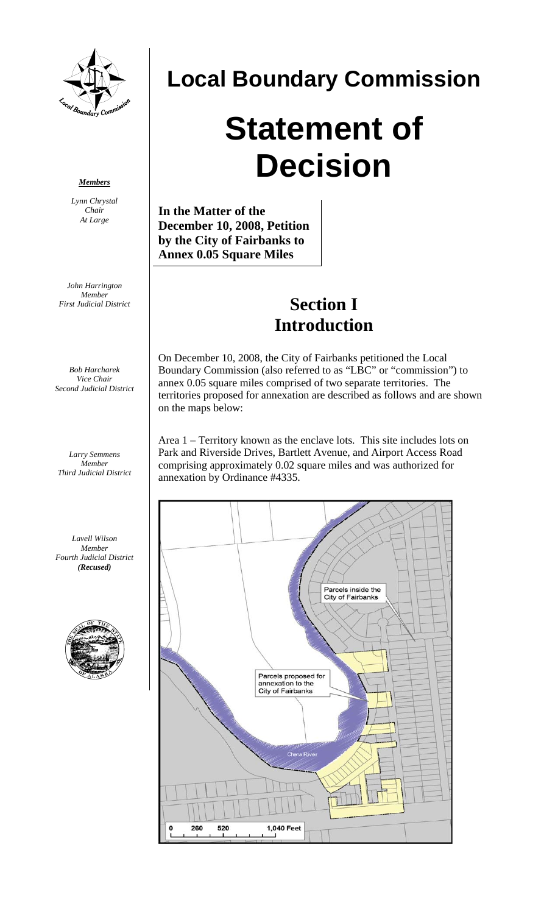# Local Boundary Commission

# Statement of Decision

***Members***

*Lynn Chrystal*
*Chair*
*At Large*

*John Harrington*
*Member*
*First Judicial District*

*Bob Harcharek*
*Vice Chair*
*Second Judicial District*

*Larry Semmens*
*Member*
*Third Judicial District*

*Lavell Wilson*
*Member*
*Fourth Judicial District*
***(Recused)***

**In the Matter of the December 10, 2008, Petition by the City of Fairbanks to Annex 0.05 Square Miles**

## Section I
## Introduction

On December 10, 2008, the City of Fairbanks petitioned the Local Boundary Commission (also referred to as "LBC" or "commission") to annex 0.05 square miles comprised of two separate territories. The territories proposed for annexation are described as follows and are shown on the maps below:

Area 1 – Territory known as the enclave lots. This site includes lots on Park and Riverside Drives, Bartlett Avenue, and Airport Access Road comprising approximately 0.02 square miles and was authorized for annexation by Ordinance #4335.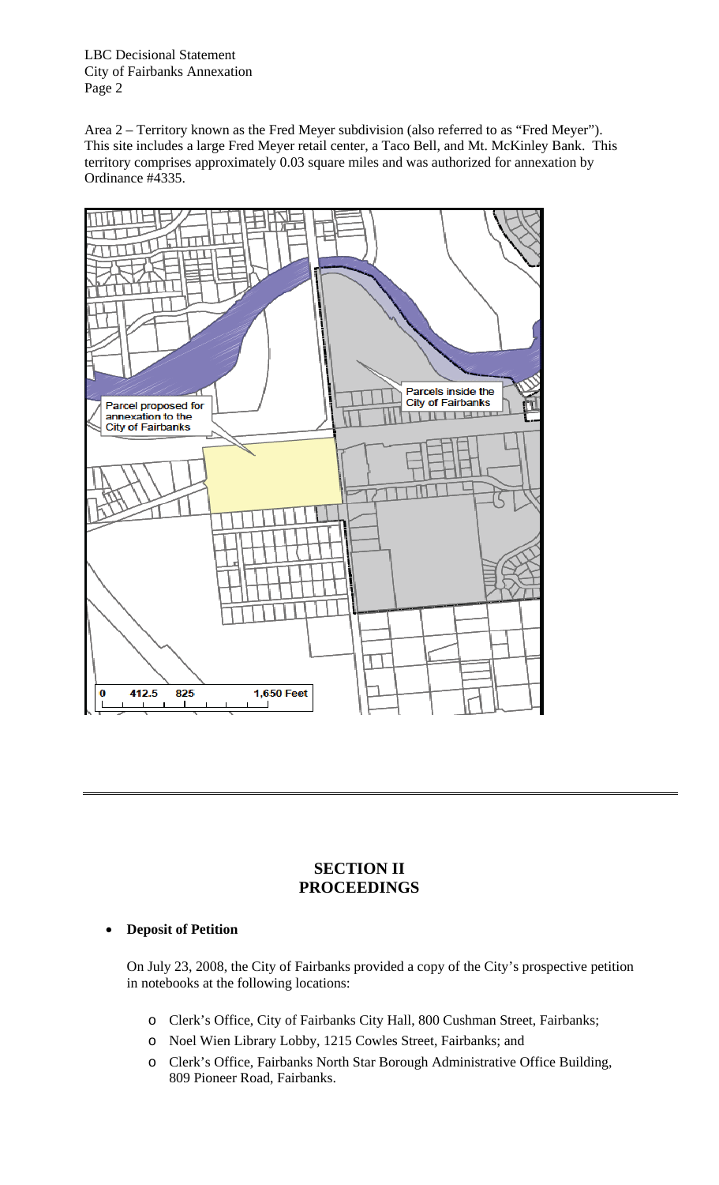Area 2 – Territory known as the Fred Meyer subdivision (also referred to as "Fred Meyer"). This site includes a large Fred Meyer retail center, a Taco Bell, and Mt. McKinley Bank. This territory comprises approximately 0.03 square miles and was authorized for annexation by Ordinance #4335.

Parcels inside the City of Fairbanks

Parcel proposed for annexation to the City of Fairbanks

0 412.5 825 1,650 Feet

---

## SECTION II
## PROCEEDINGS

- **Deposit of Petition**

  On July 23, 2008, the City of Fairbanks provided a copy of the City's prospective petition in notebooks at the following locations:

  - Clerk's Office, City of Fairbanks City Hall, 800 Cushman Street, Fairbanks;
  - Noel Wien Library Lobby, 1215 Cowles Street, Fairbanks; and
  - Clerk's Office, Fairbanks North Star Borough Administrative Office Building, 809 Pioneer Road, Fairbanks.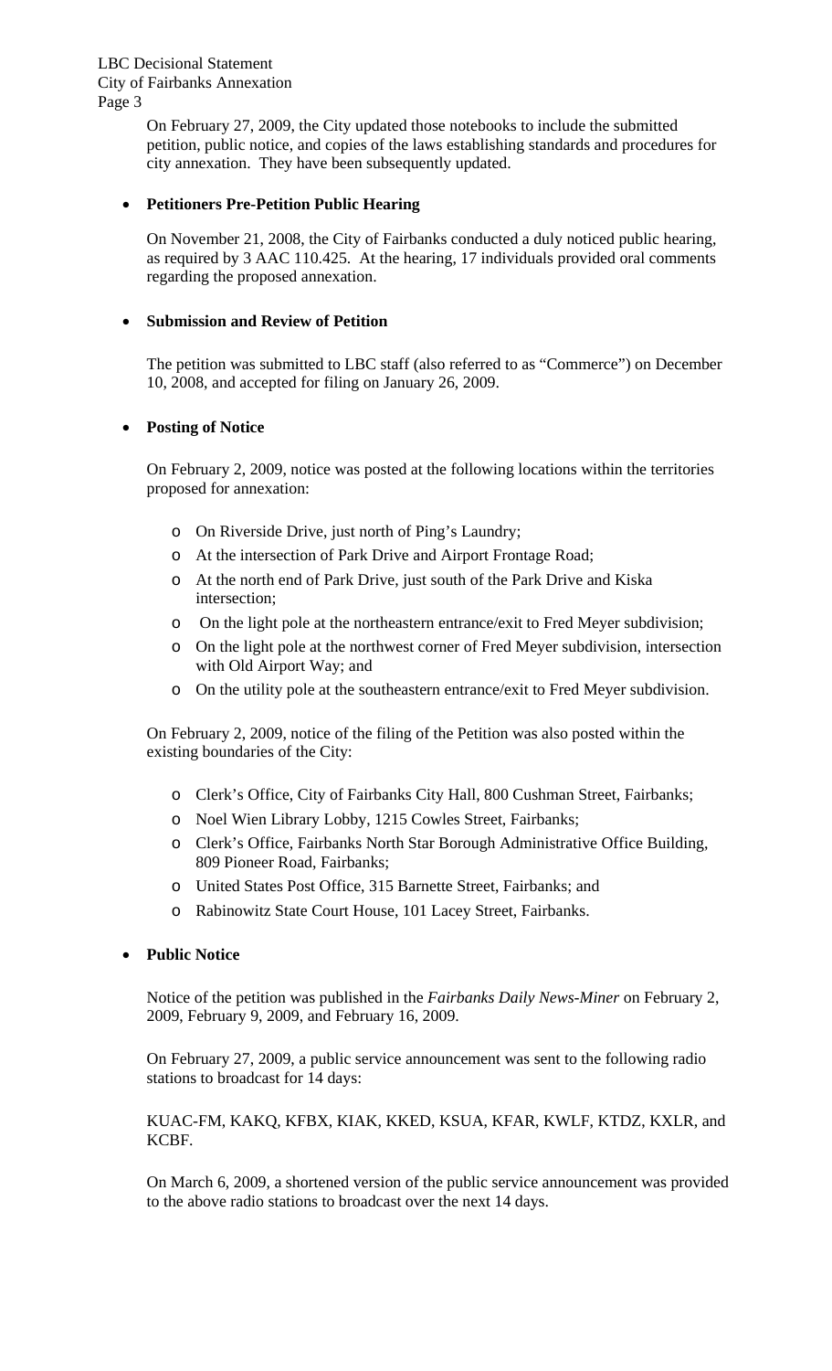On February 27, 2009, the City updated those notebooks to include the submitted petition, public notice, and copies of the laws establishing standards and procedures for city annexation. They have been subsequently updated.

- **Petitioners Pre-Petition Public Hearing**

  On November 21, 2008, the City of Fairbanks conducted a duly noticed public hearing, as required by 3 AAC 110.425. At the hearing, 17 individuals provided oral comments regarding the proposed annexation.

- **Submission and Review of Petition**

  The petition was submitted to LBC staff (also referred to as "Commerce") on December 10, 2008, and accepted for filing on January 26, 2009.

- **Posting of Notice**

  On February 2, 2009, notice was posted at the following locations within the territories proposed for annexation:

  - On Riverside Drive, just north of Ping's Laundry;
  - At the intersection of Park Drive and Airport Frontage Road;
  - At the north end of Park Drive, just south of the Park Drive and Kiska intersection;
  - On the light pole at the northeastern entrance/exit to Fred Meyer subdivision;
  - On the light pole at the northwest corner of Fred Meyer subdivision, intersection with Old Airport Way; and
  - On the utility pole at the southeastern entrance/exit to Fred Meyer subdivision.

  On February 2, 2009, notice of the filing of the Petition was also posted within the existing boundaries of the City:

  - Clerk's Office, City of Fairbanks City Hall, 800 Cushman Street, Fairbanks;
  - Noel Wien Library Lobby, 1215 Cowles Street, Fairbanks;
  - Clerk's Office, Fairbanks North Star Borough Administrative Office Building, 809 Pioneer Road, Fairbanks;
  - United States Post Office, 315 Barnette Street, Fairbanks; and
  - Rabinowitz State Court House, 101 Lacey Street, Fairbanks.

- **Public Notice**

  Notice of the petition was published in the *Fairbanks Daily News-Miner* on February 2, 2009, February 9, 2009, and February 16, 2009.

  On February 27, 2009, a public service announcement was sent to the following radio stations to broadcast for 14 days:

  KUAC-FM, KAKQ, KFBX, KIAK, KKED, KSUA, KFAR, KWLF, KTDZ, KXLR, and KCBF.

  On March 6, 2009, a shortened version of the public service announcement was provided to the above radio stations to broadcast over the next 14 days.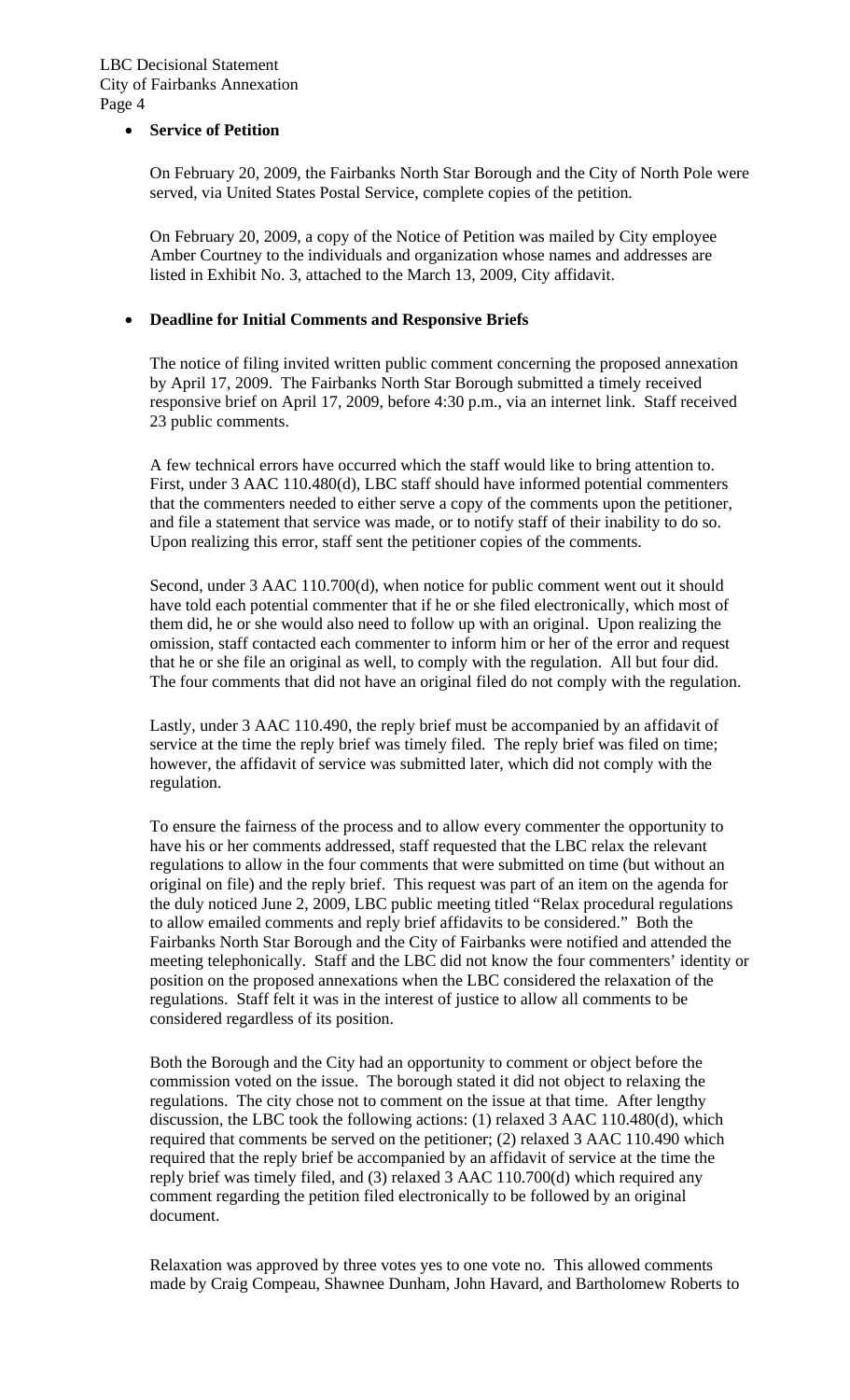- **Service of Petition**

  On February 20, 2009, the Fairbanks North Star Borough and the City of North Pole were served, via United States Postal Service, complete copies of the petition.

  On February 20, 2009, a copy of the Notice of Petition was mailed by City employee Amber Courtney to the individuals and organization whose names and addresses are listed in Exhibit No. 3, attached to the March 13, 2009, City affidavit.

- **Deadline for Initial Comments and Responsive Briefs**

  The notice of filing invited written public comment concerning the proposed annexation by April 17, 2009. The Fairbanks North Star Borough submitted a timely received responsive brief on April 17, 2009, before 4:30 p.m., via an internet link. Staff received 23 public comments.

  A few technical errors have occurred which the staff would like to bring attention to. First, under 3 AAC 110.480(d), LBC staff should have informed potential commenters that the commenters needed to either serve a copy of the comments upon the petitioner, and file a statement that service was made, or to notify staff of their inability to do so. Upon realizing this error, staff sent the petitioner copies of the comments.

  Second, under 3 AAC 110.700(d), when notice for public comment went out it should have told each potential commenter that if he or she filed electronically, which most of them did, he or she would also need to follow up with an original. Upon realizing the omission, staff contacted each commenter to inform him or her of the error and request that he or she file an original as well, to comply with the regulation. All but four did. The four comments that did not have an original filed do not comply with the regulation.

  Lastly, under 3 AAC 110.490, the reply brief must be accompanied by an affidavit of service at the time the reply brief was timely filed. The reply brief was filed on time; however, the affidavit of service was submitted later, which did not comply with the regulation.

  To ensure the fairness of the process and to allow every commenter the opportunity to have his or her comments addressed, staff requested that the LBC relax the relevant regulations to allow in the four comments that were submitted on time (but without an original on file) and the reply brief. This request was part of an item on the agenda for the duly noticed June 2, 2009, LBC public meeting titled "Relax procedural regulations to allow emailed comments and reply brief affidavits to be considered." Both the Fairbanks North Star Borough and the City of Fairbanks were notified and attended the meeting telephonically. Staff and the LBC did not know the four commenters' identity or position on the proposed annexations when the LBC considered the relaxation of the regulations. Staff felt it was in the interest of justice to allow all comments to be considered regardless of its position.

  Both the Borough and the City had an opportunity to comment or object before the commission voted on the issue. The borough stated it did not object to relaxing the regulations. The city chose not to comment on the issue at that time. After lengthy discussion, the LBC took the following actions: (1) relaxed 3 AAC 110.480(d), which required that comments be served on the petitioner; (2) relaxed 3 AAC 110.490 which required that the reply brief be accompanied by an affidavit of service at the time the reply brief was timely filed, and (3) relaxed 3 AAC 110.700(d) which required any comment regarding the petition filed electronically to be followed by an original document.

  Relaxation was approved by three votes yes to one vote no. This allowed comments made by Craig Compeau, Shawnee Dunham, John Havard, and Bartholomew Roberts to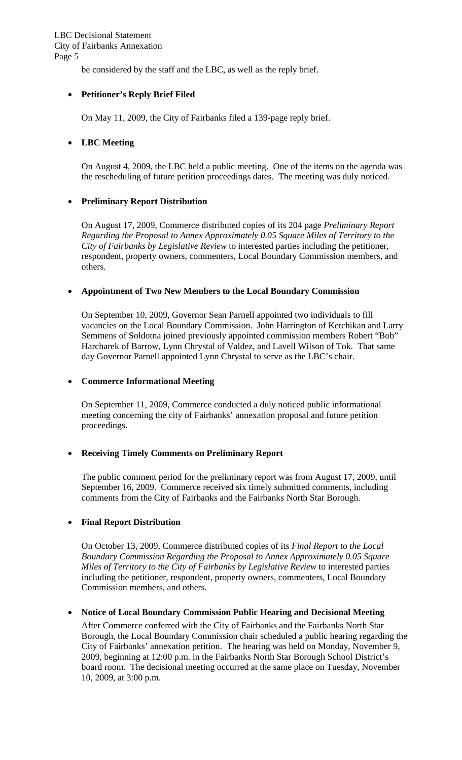be considered by the staff and the LBC, as well as the reply brief.

- **Petitioner's Reply Brief Filed**

  On May 11, 2009, the City of Fairbanks filed a 139-page reply brief.

- **LBC Meeting**

  On August 4, 2009, the LBC held a public meeting. One of the items on the agenda was the rescheduling of future petition proceedings dates. The meeting was duly noticed.

- **Preliminary Report Distribution**

  On August 17, 2009, Commerce distributed copies of its 204 page *Preliminary Report Regarding the Proposal to Annex Approximately 0.05 Square Miles of Territory to the City of Fairbanks by Legislative Review* to interested parties including the petitioner, respondent, property owners, commenters, Local Boundary Commission members, and others.

- **Appointment of Two New Members to the Local Boundary Commission**

  On September 10, 2009, Governor Sean Parnell appointed two individuals to fill vacancies on the Local Boundary Commission. John Harrington of Ketchikan and Larry Semmens of Soldotna joined previously appointed commission members Robert "Bob" Harcharek of Barrow, Lynn Chrystal of Valdez, and Lavell Wilson of Tok. That same day Governor Parnell appointed Lynn Chrystal to serve as the LBC's chair.

- **Commerce Informational Meeting**

  On September 11, 2009, Commerce conducted a duly noticed public informational meeting concerning the city of Fairbanks' annexation proposal and future petition proceedings.

- **Receiving Timely Comments on Preliminary Report**

  The public comment period for the preliminary report was from August 17, 2009, until September 16, 2009. Commerce received six timely submitted comments, including comments from the City of Fairbanks and the Fairbanks North Star Borough.

- **Final Report Distribution**

  On October 13, 2009, Commerce distributed copies of its *Final Report to the Local Boundary Commission Regarding the Proposal to Annex Approximately 0.05 Square Miles of Territory to the City of Fairbanks by Legislative Review* to interested parties including the petitioner, respondent, property owners, commenters, Local Boundary Commission members, and others.

- **Notice of Local Boundary Commission Public Hearing and Decisional Meeting**

  After Commerce conferred with the City of Fairbanks and the Fairbanks North Star Borough, the Local Boundary Commission chair scheduled a public hearing regarding the City of Fairbanks' annexation petition. The hearing was held on Monday, November 9, 2009, beginning at 12:00 p.m. in the Fairbanks North Star Borough School District's board room. The decisional meeting occurred at the same place on Tuesday, November 10, 2009, at 3:00 p.m.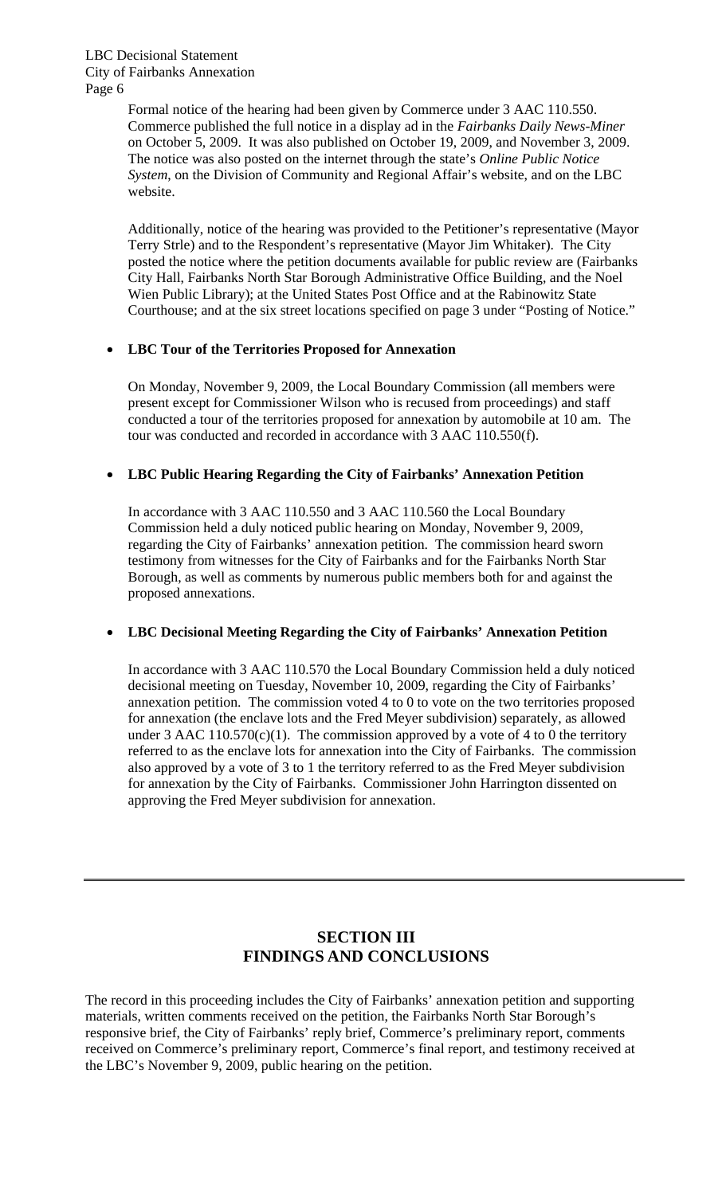Formal notice of the hearing had been given by Commerce under 3 AAC 110.550. Commerce published the full notice in a display ad in the *Fairbanks Daily News-Miner* on October 5, 2009. It was also published on October 19, 2009, and November 3, 2009. The notice was also posted on the internet through the state's *Online Public Notice System*, on the Division of Community and Regional Affair's website, and on the LBC website.

Additionally, notice of the hearing was provided to the Petitioner's representative (Mayor Terry Strle) and to the Respondent's representative (Mayor Jim Whitaker). The City posted the notice where the petition documents available for public review are (Fairbanks City Hall, Fairbanks North Star Borough Administrative Office Building, and the Noel Wien Public Library); at the United States Post Office and at the Rabinowitz State Courthouse; and at the six street locations specified on page 3 under "Posting of Notice."

- **LBC Tour of the Territories Proposed for Annexation**

  On Monday, November 9, 2009, the Local Boundary Commission (all members were present except for Commissioner Wilson who is recused from proceedings) and staff conducted a tour of the territories proposed for annexation by automobile at 10 am. The tour was conducted and recorded in accordance with 3 AAC 110.550(f).

- **LBC Public Hearing Regarding the City of Fairbanks' Annexation Petition**

  In accordance with 3 AAC 110.550 and 3 AAC 110.560 the Local Boundary Commission held a duly noticed public hearing on Monday, November 9, 2009, regarding the City of Fairbanks' annexation petition. The commission heard sworn testimony from witnesses for the City of Fairbanks and for the Fairbanks North Star Borough, as well as comments by numerous public members both for and against the proposed annexations.

- **LBC Decisional Meeting Regarding the City of Fairbanks' Annexation Petition**

  In accordance with 3 AAC 110.570 the Local Boundary Commission held a duly noticed decisional meeting on Tuesday, November 10, 2009, regarding the City of Fairbanks' annexation petition. The commission voted 4 to 0 to vote on the two territories proposed for annexation (the enclave lots and the Fred Meyer subdivision) separately, as allowed under 3 AAC 110.570(c)(1). The commission approved by a vote of 4 to 0 the territory referred to as the enclave lots for annexation into the City of Fairbanks. The commission also approved by a vote of 3 to 1 the territory referred to as the Fred Meyer subdivision for annexation by the City of Fairbanks. Commissioner John Harrington dissented on approving the Fred Meyer subdivision for annexation.

---

## SECTION III
## FINDINGS AND CONCLUSIONS

The record in this proceeding includes the City of Fairbanks' annexation petition and supporting materials, written comments received on the petition, the Fairbanks North Star Borough's responsive brief, the City of Fairbanks' reply brief, Commerce's preliminary report, comments received on Commerce's preliminary report, Commerce's final report, and testimony received at the LBC's November 9, 2009, public hearing on the petition.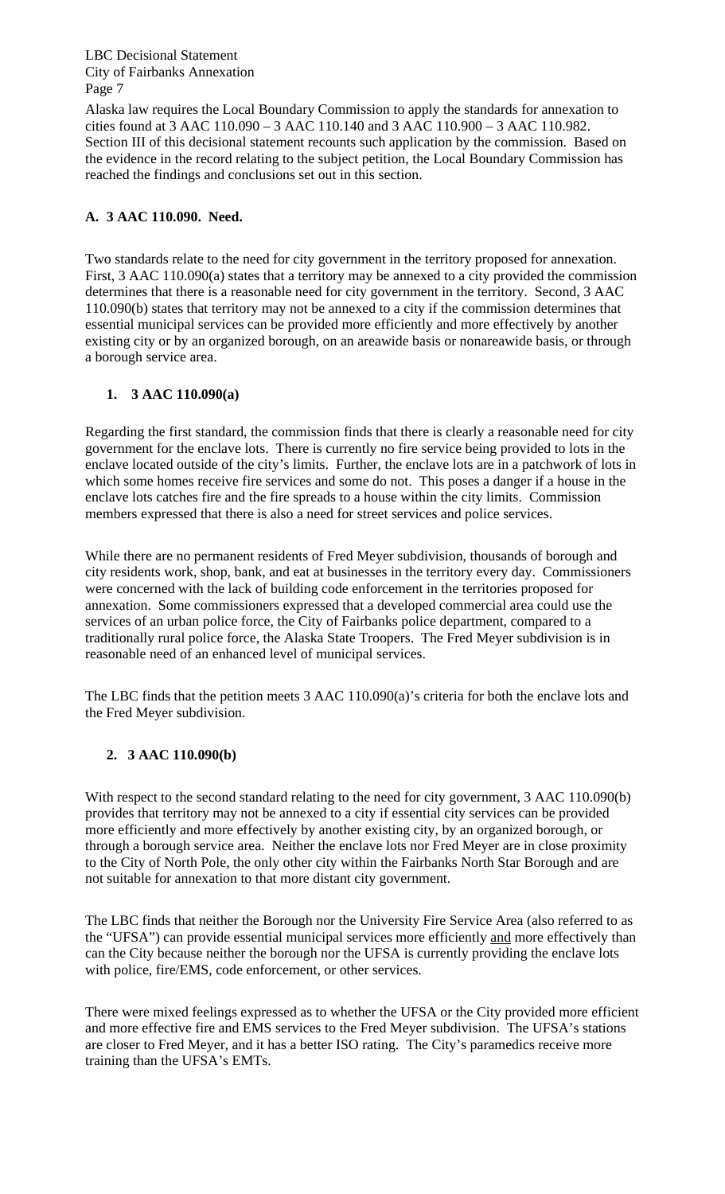Alaska law requires the Local Boundary Commission to apply the standards for annexation to cities found at 3 AAC 110.090 – 3 AAC 110.140 and 3 AAC 110.900 – 3 AAC 110.982. Section III of this decisional statement recounts such application by the commission. Based on the evidence in the record relating to the subject petition, the Local Boundary Commission has reached the findings and conclusions set out in this section.

### A. 3 AAC 110.090. Need.

Two standards relate to the need for city government in the territory proposed for annexation. First, 3 AAC 110.090(a) states that a territory may be annexed to a city provided the commission determines that there is a reasonable need for city government in the territory. Second, 3 AAC 110.090(b) states that territory may not be annexed to a city if the commission determines that essential municipal services can be provided more efficiently and more effectively by another existing city or by an organized borough, on an areawide basis or nonareawide basis, or through a borough service area.

#### 1. 3 AAC 110.090(a)

Regarding the first standard, the commission finds that there is clearly a reasonable need for city government for the enclave lots. There is currently no fire service being provided to lots in the enclave located outside of the city's limits. Further, the enclave lots are in a patchwork of lots in which some homes receive fire services and some do not. This poses a danger if a house in the enclave lots catches fire and the fire spreads to a house within the city limits. Commission members expressed that there is also a need for street services and police services.

While there are no permanent residents of Fred Meyer subdivision, thousands of borough and city residents work, shop, bank, and eat at businesses in the territory every day. Commissioners were concerned with the lack of building code enforcement in the territories proposed for annexation. Some commissioners expressed that a developed commercial area could use the services of an urban police force, the City of Fairbanks police department, compared to a traditionally rural police force, the Alaska State Troopers. The Fred Meyer subdivision is in reasonable need of an enhanced level of municipal services.

The LBC finds that the petition meets 3 AAC 110.090(a)'s criteria for both the enclave lots and the Fred Meyer subdivision.

#### 2. 3 AAC 110.090(b)

With respect to the second standard relating to the need for city government, 3 AAC 110.090(b) provides that territory may not be annexed to a city if essential city services can be provided more efficiently and more effectively by another existing city, by an organized borough, or through a borough service area. Neither the enclave lots nor Fred Meyer are in close proximity to the City of North Pole, the only other city within the Fairbanks North Star Borough and are not suitable for annexation to that more distant city government.

The LBC finds that neither the Borough nor the University Fire Service Area (also referred to as the "UFSA") can provide essential municipal services more efficiently <u>and</u> more effectively than can the City because neither the borough nor the UFSA is currently providing the enclave lots with police, fire/EMS, code enforcement, or other services.

There were mixed feelings expressed as to whether the UFSA or the City provided more efficient and more effective fire and EMS services to the Fred Meyer subdivision. The UFSA's stations are closer to Fred Meyer, and it has a better ISO rating. The City's paramedics receive more training than the UFSA's EMTs.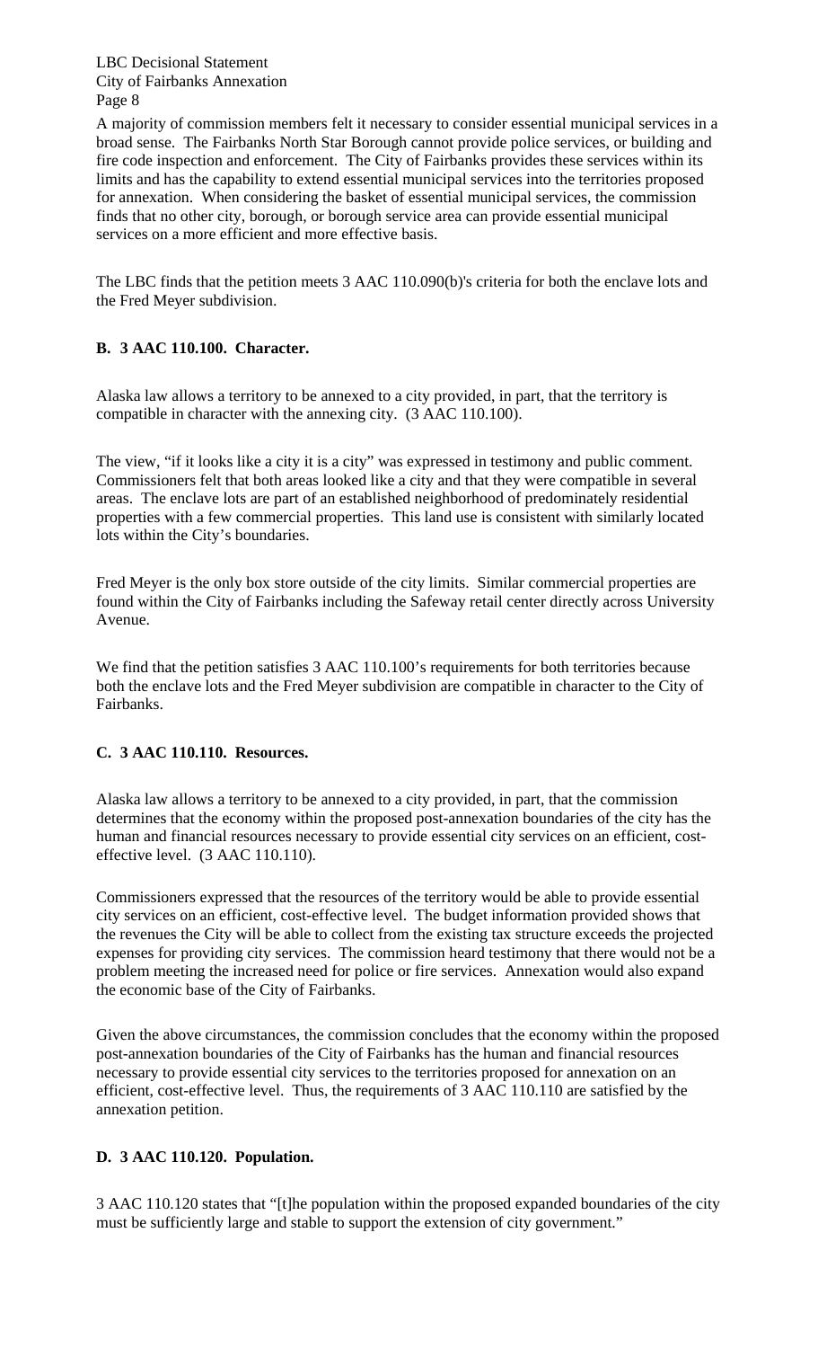A majority of commission members felt it necessary to consider essential municipal services in a broad sense. The Fairbanks North Star Borough cannot provide police services, or building and fire code inspection and enforcement. The City of Fairbanks provides these services within its limits and has the capability to extend essential municipal services into the territories proposed for annexation. When considering the basket of essential municipal services, the commission finds that no other city, borough, or borough service area can provide essential municipal services on a more efficient and more effective basis.

The LBC finds that the petition meets 3 AAC 110.090(b)'s criteria for both the enclave lots and the Fred Meyer subdivision.

### B. 3 AAC 110.100. Character.

Alaska law allows a territory to be annexed to a city provided, in part, that the territory is compatible in character with the annexing city. (3 AAC 110.100).

The view, "if it looks like a city it is a city" was expressed in testimony and public comment. Commissioners felt that both areas looked like a city and that they were compatible in several areas. The enclave lots are part of an established neighborhood of predominately residential properties with a few commercial properties. This land use is consistent with similarly located lots within the City's boundaries.

Fred Meyer is the only box store outside of the city limits. Similar commercial properties are found within the City of Fairbanks including the Safeway retail center directly across University Avenue.

We find that the petition satisfies 3 AAC 110.100's requirements for both territories because both the enclave lots and the Fred Meyer subdivision are compatible in character to the City of Fairbanks.

### C. 3 AAC 110.110. Resources.

Alaska law allows a territory to be annexed to a city provided, in part, that the commission determines that the economy within the proposed post-annexation boundaries of the city has the human and financial resources necessary to provide essential city services on an efficient, cost-effective level. (3 AAC 110.110).

Commissioners expressed that the resources of the territory would be able to provide essential city services on an efficient, cost-effective level. The budget information provided shows that the revenues the City will be able to collect from the existing tax structure exceeds the projected expenses for providing city services. The commission heard testimony that there would not be a problem meeting the increased need for police or fire services. Annexation would also expand the economic base of the City of Fairbanks.

Given the above circumstances, the commission concludes that the economy within the proposed post-annexation boundaries of the City of Fairbanks has the human and financial resources necessary to provide essential city services to the territories proposed for annexation on an efficient, cost-effective level. Thus, the requirements of 3 AAC 110.110 are satisfied by the annexation petition.

### D. 3 AAC 110.120. Population.

3 AAC 110.120 states that "[t]he population within the proposed expanded boundaries of the city must be sufficiently large and stable to support the extension of city government."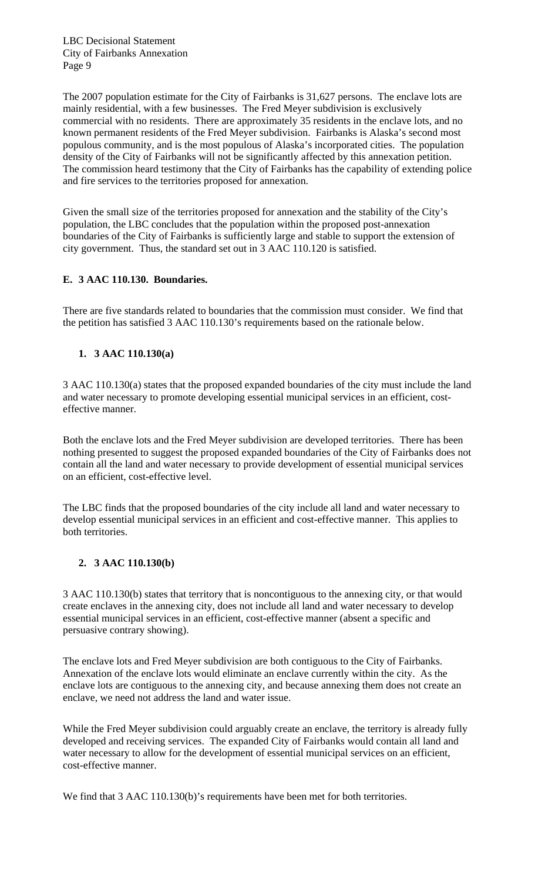The 2007 population estimate for the City of Fairbanks is 31,627 persons. The enclave lots are mainly residential, with a few businesses. The Fred Meyer subdivision is exclusively commercial with no residents. There are approximately 35 residents in the enclave lots, and no known permanent residents of the Fred Meyer subdivision. Fairbanks is Alaska's second most populous community, and is the most populous of Alaska's incorporated cities. The population density of the City of Fairbanks will not be significantly affected by this annexation petition. The commission heard testimony that the City of Fairbanks has the capability of extending police and fire services to the territories proposed for annexation.

Given the small size of the territories proposed for annexation and the stability of the City's population, the LBC concludes that the population within the proposed post-annexation boundaries of the City of Fairbanks is sufficiently large and stable to support the extension of city government. Thus, the standard set out in 3 AAC 110.120 is satisfied.

### E. 3 AAC 110.130. Boundaries.

There are five standards related to boundaries that the commission must consider. We find that the petition has satisfied 3 AAC 110.130's requirements based on the rationale below.

#### 1. 3 AAC 110.130(a)

3 AAC 110.130(a) states that the proposed expanded boundaries of the city must include the land and water necessary to promote developing essential municipal services in an efficient, cost-effective manner.

Both the enclave lots and the Fred Meyer subdivision are developed territories. There has been nothing presented to suggest the proposed expanded boundaries of the City of Fairbanks does not contain all the land and water necessary to provide development of essential municipal services on an efficient, cost-effective level.

The LBC finds that the proposed boundaries of the city include all land and water necessary to develop essential municipal services in an efficient and cost-effective manner. This applies to both territories.

#### 2. 3 AAC 110.130(b)

3 AAC 110.130(b) states that territory that is noncontiguous to the annexing city, or that would create enclaves in the annexing city, does not include all land and water necessary to develop essential municipal services in an efficient, cost-effective manner (absent a specific and persuasive contrary showing).

The enclave lots and Fred Meyer subdivision are both contiguous to the City of Fairbanks. Annexation of the enclave lots would eliminate an enclave currently within the city. As the enclave lots are contiguous to the annexing city, and because annexing them does not create an enclave, we need not address the land and water issue.

While the Fred Meyer subdivision could arguably create an enclave, the territory is already fully developed and receiving services. The expanded City of Fairbanks would contain all land and water necessary to allow for the development of essential municipal services on an efficient, cost-effective manner.

We find that 3 AAC 110.130(b)'s requirements have been met for both territories.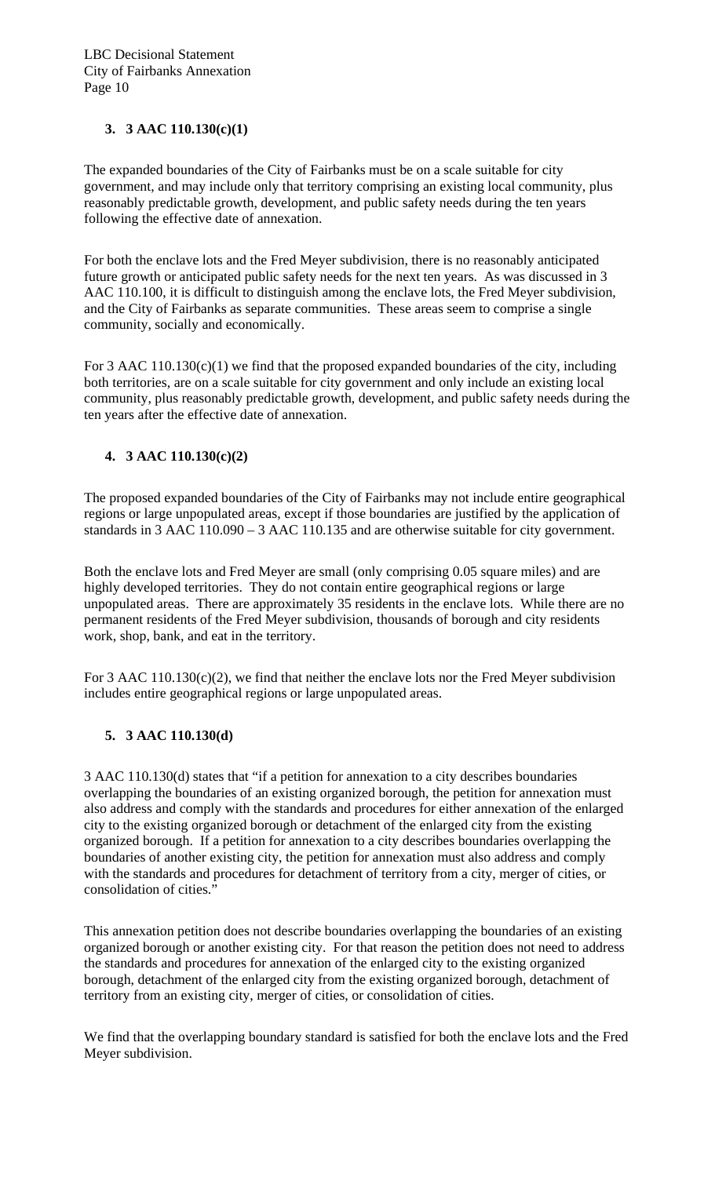### 3. 3 AAC 110.130(c)(1)

The expanded boundaries of the City of Fairbanks must be on a scale suitable for city government, and may include only that territory comprising an existing local community, plus reasonably predictable growth, development, and public safety needs during the ten years following the effective date of annexation.

For both the enclave lots and the Fred Meyer subdivision, there is no reasonably anticipated future growth or anticipated public safety needs for the next ten years. As was discussed in 3 AAC 110.100, it is difficult to distinguish among the enclave lots, the Fred Meyer subdivision, and the City of Fairbanks as separate communities. These areas seem to comprise a single community, socially and economically.

For 3 AAC 110.130(c)(1) we find that the proposed expanded boundaries of the city, including both territories, are on a scale suitable for city government and only include an existing local community, plus reasonably predictable growth, development, and public safety needs during the ten years after the effective date of annexation.

### 4. 3 AAC 110.130(c)(2)

The proposed expanded boundaries of the City of Fairbanks may not include entire geographical regions or large unpopulated areas, except if those boundaries are justified by the application of standards in 3 AAC 110.090 – 3 AAC 110.135 and are otherwise suitable for city government.

Both the enclave lots and Fred Meyer are small (only comprising 0.05 square miles) and are highly developed territories. They do not contain entire geographical regions or large unpopulated areas. There are approximately 35 residents in the enclave lots. While there are no permanent residents of the Fred Meyer subdivision, thousands of borough and city residents work, shop, bank, and eat in the territory.

For 3 AAC 110.130(c)(2), we find that neither the enclave lots nor the Fred Meyer subdivision includes entire geographical regions or large unpopulated areas.

### 5. 3 AAC 110.130(d)

3 AAC 110.130(d) states that "if a petition for annexation to a city describes boundaries overlapping the boundaries of an existing organized borough, the petition for annexation must also address and comply with the standards and procedures for either annexation of the enlarged city to the existing organized borough or detachment of the enlarged city from the existing organized borough. If a petition for annexation to a city describes boundaries overlapping the boundaries of another existing city, the petition for annexation must also address and comply with the standards and procedures for detachment of territory from a city, merger of cities, or consolidation of cities."

This annexation petition does not describe boundaries overlapping the boundaries of an existing organized borough or another existing city. For that reason the petition does not need to address the standards and procedures for annexation of the enlarged city to the existing organized borough, detachment of the enlarged city from the existing organized borough, detachment of territory from an existing city, merger of cities, or consolidation of cities.

We find that the overlapping boundary standard is satisfied for both the enclave lots and the Fred Meyer subdivision.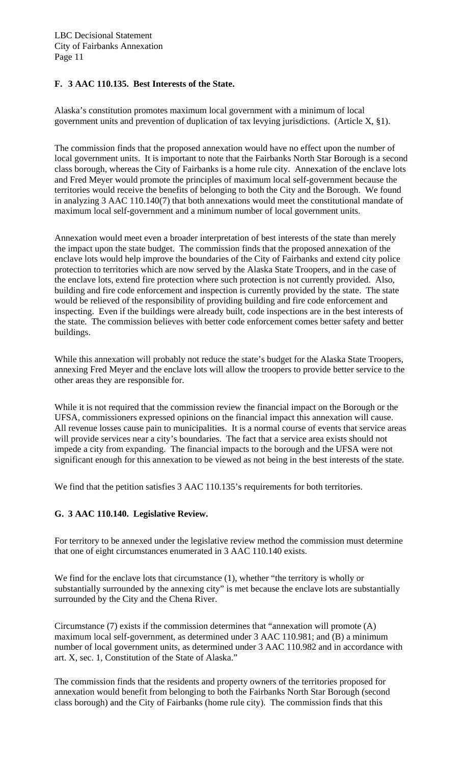**F. 3 AAC 110.135. Best Interests of the State.**

Alaska's constitution promotes maximum local government with a minimum of local government units and prevention of duplication of tax levying jurisdictions. (Article X, §1).

The commission finds that the proposed annexation would have no effect upon the number of local government units. It is important to note that the Fairbanks North Star Borough is a second class borough, whereas the City of Fairbanks is a home rule city. Annexation of the enclave lots and Fred Meyer would promote the principles of maximum local self-government because the territories would receive the benefits of belonging to both the City and the Borough. We found in analyzing 3 AAC 110.140(7) that both annexations would meet the constitutional mandate of maximum local self-government and a minimum number of local government units.

Annexation would meet even a broader interpretation of best interests of the state than merely the impact upon the state budget. The commission finds that the proposed annexation of the enclave lots would help improve the boundaries of the City of Fairbanks and extend city police protection to territories which are now served by the Alaska State Troopers, and in the case of the enclave lots, extend fire protection where such protection is not currently provided. Also, building and fire code enforcement and inspection is currently provided by the state. The state would be relieved of the responsibility of providing building and fire code enforcement and inspecting. Even if the buildings were already built, code inspections are in the best interests of the state. The commission believes with better code enforcement comes better safety and better buildings.

While this annexation will probably not reduce the state's budget for the Alaska State Troopers, annexing Fred Meyer and the enclave lots will allow the troopers to provide better service to the other areas they are responsible for.

While it is not required that the commission review the financial impact on the Borough or the UFSA, commissioners expressed opinions on the financial impact this annexation will cause. All revenue losses cause pain to municipalities. It is a normal course of events that service areas will provide services near a city's boundaries. The fact that a service area exists should not impede a city from expanding. The financial impacts to the borough and the UFSA were not significant enough for this annexation to be viewed as not being in the best interests of the state.

We find that the petition satisfies 3 AAC 110.135's requirements for both territories.

**G. 3 AAC 110.140. Legislative Review.**

For territory to be annexed under the legislative review method the commission must determine that one of eight circumstances enumerated in 3 AAC 110.140 exists.

We find for the enclave lots that circumstance (1), whether "the territory is wholly or substantially surrounded by the annexing city" is met because the enclave lots are substantially surrounded by the City and the Chena River.

Circumstance (7) exists if the commission determines that "annexation will promote (A) maximum local self-government, as determined under 3 AAC 110.981; and (B) a minimum number of local government units, as determined under 3 AAC 110.982 and in accordance with art. X, sec. 1, Constitution of the State of Alaska."

The commission finds that the residents and property owners of the territories proposed for annexation would benefit from belonging to both the Fairbanks North Star Borough (second class borough) and the City of Fairbanks (home rule city). The commission finds that this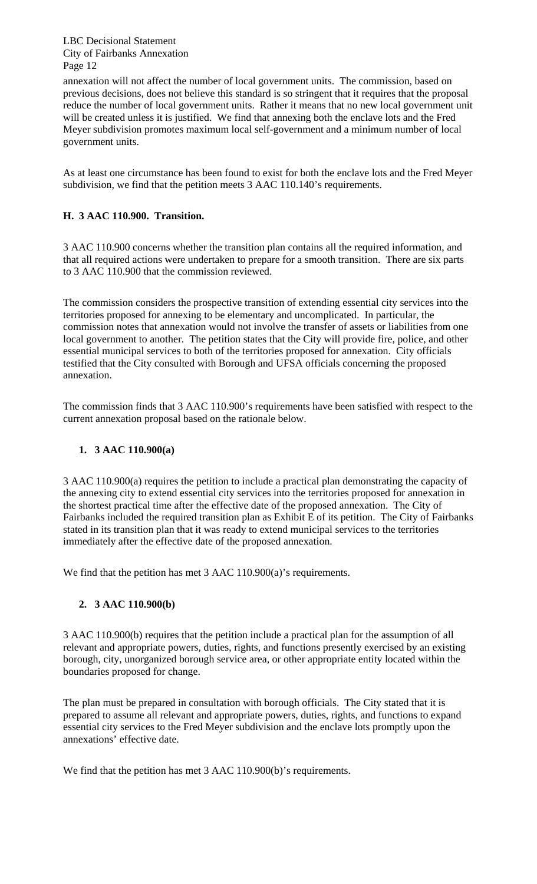annexation will not affect the number of local government units. The commission, based on previous decisions, does not believe this standard is so stringent that it requires that the proposal reduce the number of local government units. Rather it means that no new local government unit will be created unless it is justified. We find that annexing both the enclave lots and the Fred Meyer subdivision promotes maximum local self-government and a minimum number of local government units.

As at least one circumstance has been found to exist for both the enclave lots and the Fred Meyer subdivision, we find that the petition meets 3 AAC 110.140's requirements.

## H. 3 AAC 110.900. Transition.

3 AAC 110.900 concerns whether the transition plan contains all the required information, and that all required actions were undertaken to prepare for a smooth transition. There are six parts to 3 AAC 110.900 that the commission reviewed.

The commission considers the prospective transition of extending essential city services into the territories proposed for annexing to be elementary and uncomplicated. In particular, the commission notes that annexation would not involve the transfer of assets or liabilities from one local government to another. The petition states that the City will provide fire, police, and other essential municipal services to both of the territories proposed for annexation. City officials testified that the City consulted with Borough and UFSA officials concerning the proposed annexation.

The commission finds that 3 AAC 110.900's requirements have been satisfied with respect to the current annexation proposal based on the rationale below.

### 1. 3 AAC 110.900(a)

3 AAC 110.900(a) requires the petition to include a practical plan demonstrating the capacity of the annexing city to extend essential city services into the territories proposed for annexation in the shortest practical time after the effective date of the proposed annexation. The City of Fairbanks included the required transition plan as Exhibit E of its petition. The City of Fairbanks stated in its transition plan that it was ready to extend municipal services to the territories immediately after the effective date of the proposed annexation.

We find that the petition has met 3 AAC 110.900(a)'s requirements.

### 2. 3 AAC 110.900(b)

3 AAC 110.900(b) requires that the petition include a practical plan for the assumption of all relevant and appropriate powers, duties, rights, and functions presently exercised by an existing borough, city, unorganized borough service area, or other appropriate entity located within the boundaries proposed for change.

The plan must be prepared in consultation with borough officials. The City stated that it is prepared to assume all relevant and appropriate powers, duties, rights, and functions to expand essential city services to the Fred Meyer subdivision and the enclave lots promptly upon the annexations' effective date.

We find that the petition has met 3 AAC 110.900(b)'s requirements.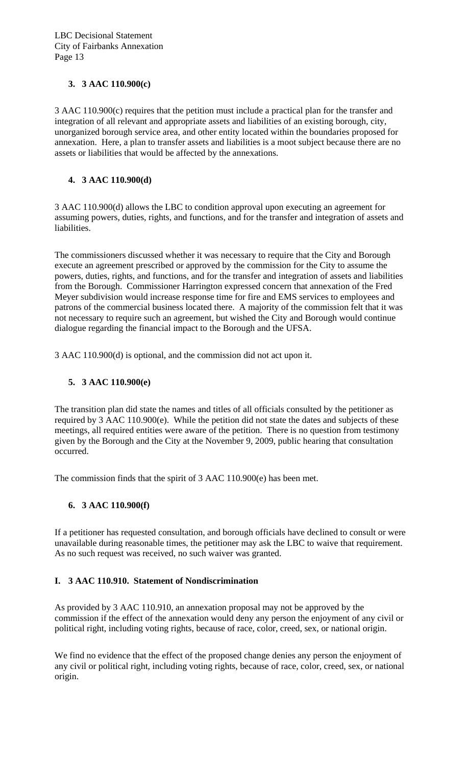### 3. 3 AAC 110.900(c)

3 AAC 110.900(c) requires that the petition must include a practical plan for the transfer and integration of all relevant and appropriate assets and liabilities of an existing borough, city, unorganized borough service area, and other entity located within the boundaries proposed for annexation. Here, a plan to transfer assets and liabilities is a moot subject because there are no assets or liabilities that would be affected by the annexations.

### 4. 3 AAC 110.900(d)

3 AAC 110.900(d) allows the LBC to condition approval upon executing an agreement for assuming powers, duties, rights, and functions, and for the transfer and integration of assets and liabilities.

The commissioners discussed whether it was necessary to require that the City and Borough execute an agreement prescribed or approved by the commission for the City to assume the powers, duties, rights, and functions, and for the transfer and integration of assets and liabilities from the Borough. Commissioner Harrington expressed concern that annexation of the Fred Meyer subdivision would increase response time for fire and EMS services to employees and patrons of the commercial business located there. A majority of the commission felt that it was not necessary to require such an agreement, but wished the City and Borough would continue dialogue regarding the financial impact to the Borough and the UFSA.

3 AAC 110.900(d) is optional, and the commission did not act upon it.

### 5. 3 AAC 110.900(e)

The transition plan did state the names and titles of all officials consulted by the petitioner as required by 3 AAC 110.900(e). While the petition did not state the dates and subjects of these meetings, all required entities were aware of the petition. There is no question from testimony given by the Borough and the City at the November 9, 2009, public hearing that consultation occurred.

The commission finds that the spirit of 3 AAC 110.900(e) has been met.

### 6. 3 AAC 110.900(f)

If a petitioner has requested consultation, and borough officials have declined to consult or were unavailable during reasonable times, the petitioner may ask the LBC to waive that requirement. As no such request was received, no such waiver was granted.

## I. 3 AAC 110.910. Statement of Nondiscrimination

As provided by 3 AAC 110.910, an annexation proposal may not be approved by the commission if the effect of the annexation would deny any person the enjoyment of any civil or political right, including voting rights, because of race, color, creed, sex, or national origin.

We find no evidence that the effect of the proposed change denies any person the enjoyment of any civil or political right, including voting rights, because of race, color, creed, sex, or national origin.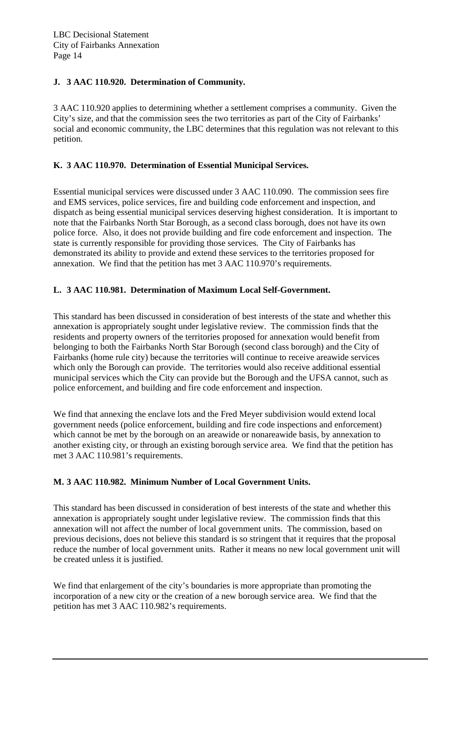### J. 3 AAC 110.920. Determination of Community.

3 AAC 110.920 applies to determining whether a settlement comprises a community. Given the City's size, and that the commission sees the two territories as part of the City of Fairbanks' social and economic community, the LBC determines that this regulation was not relevant to this petition.

### K. 3 AAC 110.970. Determination of Essential Municipal Services.

Essential municipal services were discussed under 3 AAC 110.090. The commission sees fire and EMS services, police services, fire and building code enforcement and inspection, and dispatch as being essential municipal services deserving highest consideration. It is important to note that the Fairbanks North Star Borough, as a second class borough, does not have its own police force. Also, it does not provide building and fire code enforcement and inspection. The state is currently responsible for providing those services. The City of Fairbanks has demonstrated its ability to provide and extend these services to the territories proposed for annexation. We find that the petition has met 3 AAC 110.970's requirements.

### L. 3 AAC 110.981. Determination of Maximum Local Self-Government.

This standard has been discussed in consideration of best interests of the state and whether this annexation is appropriately sought under legislative review. The commission finds that the residents and property owners of the territories proposed for annexation would benefit from belonging to both the Fairbanks North Star Borough (second class borough) and the City of Fairbanks (home rule city) because the territories will continue to receive areawide services which only the Borough can provide. The territories would also receive additional essential municipal services which the City can provide but the Borough and the UFSA cannot, such as police enforcement, and building and fire code enforcement and inspection.

We find that annexing the enclave lots and the Fred Meyer subdivision would extend local government needs (police enforcement, building and fire code inspections and enforcement) which cannot be met by the borough on an areawide or nonareawide basis, by annexation to another existing city, or through an existing borough service area. We find that the petition has met 3 AAC 110.981's requirements.

### M. 3 AAC 110.982. Minimum Number of Local Government Units.

This standard has been discussed in consideration of best interests of the state and whether this annexation is appropriately sought under legislative review. The commission finds that this annexation will not affect the number of local government units. The commission, based on previous decisions, does not believe this standard is so stringent that it requires that the proposal reduce the number of local government units. Rather it means no new local government unit will be created unless it is justified.

We find that enlargement of the city's boundaries is more appropriate than promoting the incorporation of a new city or the creation of a new borough service area. We find that the petition has met 3 AAC 110.982's requirements.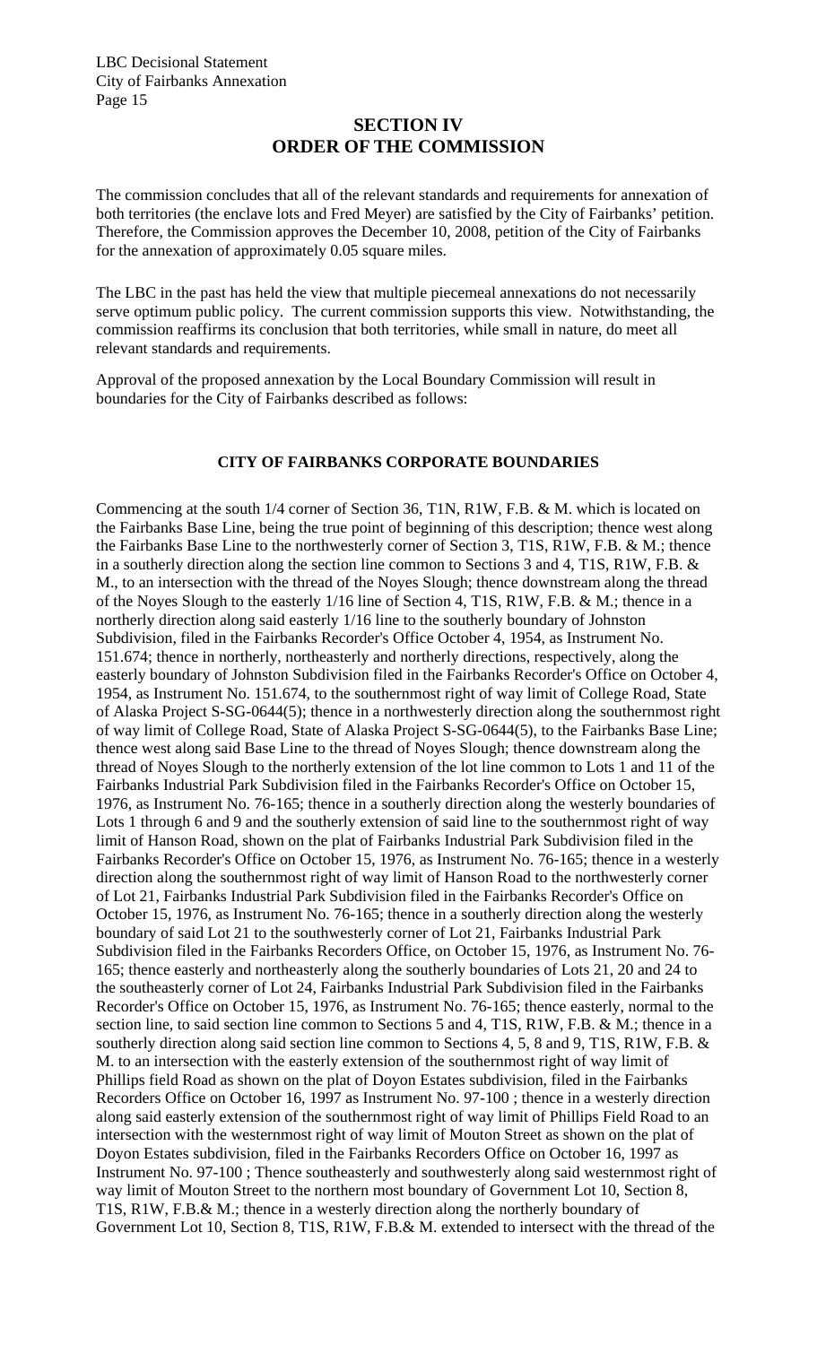## SECTION IV
## ORDER OF THE COMMISSION

The commission concludes that all of the relevant standards and requirements for annexation of both territories (the enclave lots and Fred Meyer) are satisfied by the City of Fairbanks' petition. Therefore, the Commission approves the December 10, 2008, petition of the City of Fairbanks for the annexation of approximately 0.05 square miles.

The LBC in the past has held the view that multiple piecemeal annexations do not necessarily serve optimum public policy. The current commission supports this view. Notwithstanding, the commission reaffirms its conclusion that both territories, while small in nature, do meet all relevant standards and requirements.

Approval of the proposed annexation by the Local Boundary Commission will result in boundaries for the City of Fairbanks described as follows:

### CITY OF FAIRBANKS CORPORATE BOUNDARIES

Commencing at the south 1/4 corner of Section 36, T1N, R1W, F.B. & M. which is located on the Fairbanks Base Line, being the true point of beginning of this description; thence west along the Fairbanks Base Line to the northwesterly corner of Section 3, T1S, R1W, F.B. & M.; thence in a southerly direction along the section line common to Sections 3 and 4, T1S, R1W, F.B. & M., to an intersection with the thread of the Noyes Slough; thence downstream along the thread of the Noyes Slough to the easterly 1/16 line of Section 4, T1S, R1W, F.B. & M.; thence in a northerly direction along said easterly 1/16 line to the southerly boundary of Johnston Subdivision, filed in the Fairbanks Recorder's Office October 4, 1954, as Instrument No. 151.674; thence in northerly, northeasterly and northerly directions, respectively, along the easterly boundary of Johnston Subdivision filed in the Fairbanks Recorder's Office on October 4, 1954, as Instrument No. 151.674, to the southernmost right of way limit of College Road, State of Alaska Project S-SG-0644(5); thence in a northwesterly direction along the southernmost right of way limit of College Road, State of Alaska Project S-SG-0644(5), to the Fairbanks Base Line; thence west along said Base Line to the thread of Noyes Slough; thence downstream along the thread of Noyes Slough to the northerly extension of the lot line common to Lots 1 and 11 of the Fairbanks Industrial Park Subdivision filed in the Fairbanks Recorder's Office on October 15, 1976, as Instrument No. 76-165; thence in a southerly direction along the westerly boundaries of Lots 1 through 6 and 9 and the southerly extension of said line to the southernmost right of way limit of Hanson Road, shown on the plat of Fairbanks Industrial Park Subdivision filed in the Fairbanks Recorder's Office on October 15, 1976, as Instrument No. 76-165; thence in a westerly direction along the southernmost right of way limit of Hanson Road to the northwesterly corner of Lot 21, Fairbanks Industrial Park Subdivision filed in the Fairbanks Recorder's Office on October 15, 1976, as Instrument No. 76-165; thence in a southerly direction along the westerly boundary of said Lot 21 to the southwesterly corner of Lot 21, Fairbanks Industrial Park Subdivision filed in the Fairbanks Recorders Office, on October 15, 1976, as Instrument No. 76-165; thence easterly and northeasterly along the southerly boundaries of Lots 21, 20 and 24 to the southeasterly corner of Lot 24, Fairbanks Industrial Park Subdivision filed in the Fairbanks Recorder's Office on October 15, 1976, as Instrument No. 76-165; thence easterly, normal to the section line, to said section line common to Sections 5 and 4, T1S, R1W, F.B. & M.; thence in a southerly direction along said section line common to Sections 4, 5, 8 and 9, T1S, R1W, F.B. & M. to an intersection with the easterly extension of the southernmost right of way limit of Phillips field Road as shown on the plat of Doyon Estates subdivision, filed in the Fairbanks Recorders Office on October 16, 1997 as Instrument No. 97-100 ; thence in a westerly direction along said easterly extension of the southernmost right of way limit of Phillips Field Road to an intersection with the westernmost right of way limit of Mouton Street as shown on the plat of Doyon Estates subdivision, filed in the Fairbanks Recorders Office on October 16, 1997 as Instrument No. 97-100 ; Thence southeasterly and southwesterly along said westernmost right of way limit of Mouton Street to the northern most boundary of Government Lot 10, Section 8, T1S, R1W, F.B.& M.; thence in a westerly direction along the northerly boundary of Government Lot 10, Section 8, T1S, R1W, F.B.& M. extended to intersect with the thread of the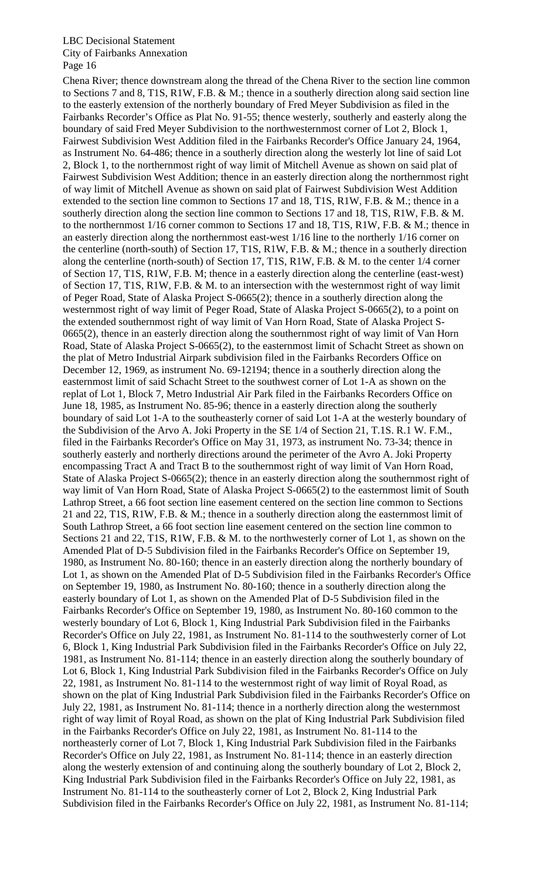Chena River; thence downstream along the thread of the Chena River to the section line common to Sections 7 and 8, T1S, R1W, F.B. & M.; thence in a southerly direction along said section line to the easterly extension of the northerly boundary of Fred Meyer Subdivision as filed in the Fairbanks Recorder's Office as Plat No. 91-55; thence westerly, southerly and easterly along the boundary of said Fred Meyer Subdivision to the northwesternmost corner of Lot 2, Block 1, Fairwest Subdivision West Addition filed in the Fairbanks Recorder's Office January 24, 1964, as Instrument No. 64-486; thence in a southerly direction along the westerly lot line of said Lot 2, Block 1, to the northernmost right of way limit of Mitchell Avenue as shown on said plat of Fairwest Subdivision West Addition; thence in an easterly direction along the northernmost right of way limit of Mitchell Avenue as shown on said plat of Fairwest Subdivision West Addition extended to the section line common to Sections 17 and 18, T1S, R1W, F.B. & M.; thence in a southerly direction along the section line common to Sections 17 and 18, T1S, R1W, F.B. & M. to the northernmost 1/16 corner common to Sections 17 and 18, T1S, R1W, F.B. & M.; thence in an easterly direction along the northernmost east-west 1/16 line to the northerly 1/16 corner on the centerline (north-south) of Section 17, T1S, R1W, F.B. & M.; thence in a southerly direction along the centerline (north-south) of Section 17, T1S, R1W, F.B. & M. to the center 1/4 corner of Section 17, T1S, R1W, F.B. M; thence in a easterly direction along the centerline (east-west) of Section 17, T1S, R1W, F.B. & M. to an intersection with the westernmost right of way limit of Peger Road, State of Alaska Project S-0665(2); thence in a southerly direction along the westernmost right of way limit of Peger Road, State of Alaska Project S-0665(2), to a point on the extended southernmost right of way limit of Van Horn Road, State of Alaska Project S-0665(2), thence in an easterly direction along the southernmost right of way limit of Van Horn Road, State of Alaska Project S-0665(2), to the easternmost limit of Schacht Street as shown on the plat of Metro Industrial Airpark subdivision filed in the Fairbanks Recorders Office on December 12, 1969, as instrument No. 69-12194; thence in a southerly direction along the easternmost limit of said Schacht Street to the southwest corner of Lot 1-A as shown on the replat of Lot 1, Block 7, Metro Industrial Air Park filed in the Fairbanks Recorders Office on June 18, 1985, as Instrument No. 85-96; thence in a easterly direction along the southerly boundary of said Lot 1-A to the southeasterly corner of said Lot 1-A at the westerly boundary of the Subdivision of the Arvo A. Joki Property in the SE 1/4 of Section 21, T.1S. R.1 W. F.M., filed in the Fairbanks Recorder's Office on May 31, 1973, as instrument No. 73-34; thence in southerly easterly and northerly directions around the perimeter of the Avro A. Joki Property encompassing Tract A and Tract B to the southernmost right of way limit of Van Horn Road, State of Alaska Project S-0665(2); thence in an easterly direction along the southernmost right of way limit of Van Horn Road, State of Alaska Project S-0665(2) to the easternmost limit of South Lathrop Street, a 66 foot section line easement centered on the section line common to Sections 21 and 22, T1S, R1W, F.B. & M.; thence in a southerly direction along the easternmost limit of South Lathrop Street, a 66 foot section line easement centered on the section line common to Sections 21 and 22, T1S, R1W, F.B. & M. to the northwesterly corner of Lot 1, as shown on the Amended Plat of D-5 Subdivision filed in the Fairbanks Recorder's Office on September 19, 1980, as Instrument No. 80-160; thence in an easterly direction along the northerly boundary of Lot 1, as shown on the Amended Plat of D-5 Subdivision filed in the Fairbanks Recorder's Office on September 19, 1980, as Instrument No. 80-160; thence in a southerly direction along the easterly boundary of Lot 1, as shown on the Amended Plat of D-5 Subdivision filed in the Fairbanks Recorder's Office on September 19, 1980, as Instrument No. 80-160 common to the westerly boundary of Lot 6, Block 1, King Industrial Park Subdivision filed in the Fairbanks Recorder's Office on July 22, 1981, as Instrument No. 81-114 to the southwesterly corner of Lot 6, Block 1, King Industrial Park Subdivision filed in the Fairbanks Recorder's Office on July 22, 1981, as Instrument No. 81-114; thence in an easterly direction along the southerly boundary of Lot 6, Block 1, King Industrial Park Subdivision filed in the Fairbanks Recorder's Office on July 22, 1981, as Instrument No. 81-114 to the westernmost right of way limit of Royal Road, as shown on the plat of King Industrial Park Subdivision filed in the Fairbanks Recorder's Office on July 22, 1981, as Instrument No. 81-114; thence in a northerly direction along the westernmost right of way limit of Royal Road, as shown on the plat of King Industrial Park Subdivision filed in the Fairbanks Recorder's Office on July 22, 1981, as Instrument No. 81-114 to the northeasterly corner of Lot 7, Block 1, King Industrial Park Subdivision filed in the Fairbanks Recorder's Office on July 22, 1981, as Instrument No. 81-114; thence in an easterly direction along the westerly extension of and continuing along the southerly boundary of Lot 2, Block 2, King Industrial Park Subdivision filed in the Fairbanks Recorder's Office on July 22, 1981, as Instrument No. 81-114 to the southeasterly corner of Lot 2, Block 2, King Industrial Park Subdivision filed in the Fairbanks Recorder's Office on July 22, 1981, as Instrument No. 81-114;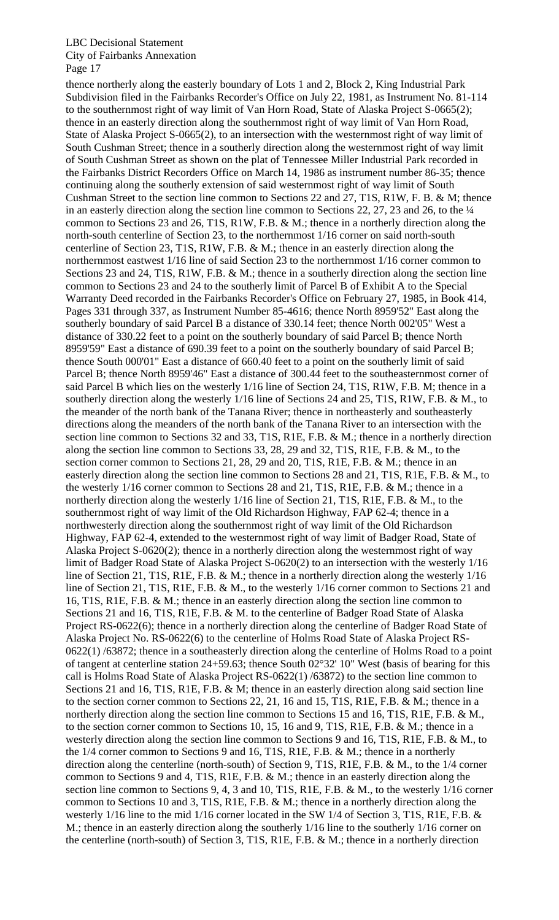thence northerly along the easterly boundary of Lots 1 and 2, Block 2, King Industrial Park Subdivision filed in the Fairbanks Recorder's Office on July 22, 1981, as Instrument No. 81-114 to the southernmost right of way limit of Van Horn Road, State of Alaska Project S-0665(2); thence in an easterly direction along the southernmost right of way limit of Van Horn Road, State of Alaska Project S-0665(2), to an intersection with the westernmost right of way limit of South Cushman Street; thence in a southerly direction along the westernmost right of way limit of South Cushman Street as shown on the plat of Tennessee Miller Industrial Park recorded in the Fairbanks District Recorders Office on March 14, 1986 as instrument number 86-35; thence continuing along the southerly extension of said westernmost right of way limit of South Cushman Street to the section line common to Sections 22 and 27, T1S, R1W, F. B. & M; thence in an easterly direction along the section line common to Sections 22, 27, 23 and 26, to the ¼ common to Sections 23 and 26, T1S, R1W, F.B. & M.; thence in a northerly direction along the north-south centerline of Section 23, to the northernmost 1/16 corner on said north-south centerline of Section 23, T1S, R1W, F.B. & M.; thence in an easterly direction along the northernmost eastwest 1/16 line of said Section 23 to the northernmost 1/16 corner common to Sections 23 and 24, T1S, R1W, F.B. & M.; thence in a southerly direction along the section line common to Sections 23 and 24 to the southerly limit of Parcel B of Exhibit A to the Special Warranty Deed recorded in the Fairbanks Recorder's Office on February 27, 1985, in Book 414, Pages 331 through 337, as Instrument Number 85-4616; thence North 8959'52" East along the southerly boundary of said Parcel B a distance of 330.14 feet; thence North 002'05" West a distance of 330.22 feet to a point on the southerly boundary of said Parcel B; thence North 8959'59" East a distance of 690.39 feet to a point on the southerly boundary of said Parcel B; thence South 000'01" East a distance of 660.40 feet to a point on the southerly limit of said Parcel B; thence North 8959'46" East a distance of 300.44 feet to the southeasternmost corner of said Parcel B which lies on the westerly 1/16 line of Section 24, T1S, R1W, F.B. M; thence in a southerly direction along the westerly 1/16 line of Sections 24 and 25, T1S, R1W, F.B. & M., to the meander of the north bank of the Tanana River; thence in northeasterly and southeasterly directions along the meanders of the north bank of the Tanana River to an intersection with the section line common to Sections 32 and 33, T1S, R1E, F.B. & M.; thence in a northerly direction along the section line common to Sections 33, 28, 29 and 32, T1S, R1E, F.B. & M., to the section corner common to Sections 21, 28, 29 and 20, T1S, R1E, F.B. & M.; thence in an easterly direction along the section line common to Sections 28 and 21, T1S, R1E, F.B. & M., to the westerly 1/16 corner common to Sections 28 and 21, T1S, R1E, F.B. & M.; thence in a northerly direction along the westerly 1/16 line of Section 21, T1S, R1E, F.B. & M., to the southernmost right of way limit of the Old Richardson Highway, FAP 62-4; thence in a northwesterly direction along the southernmost right of way limit of the Old Richardson Highway, FAP 62-4, extended to the westernmost right of way limit of Badger Road, State of Alaska Project S-0620(2); thence in a northerly direction along the westernmost right of way limit of Badger Road State of Alaska Project S-0620(2) to an intersection with the westerly 1/16 line of Section 21, T1S, R1E, F.B. & M.; thence in a northerly direction along the westerly 1/16 line of Section 21, T1S, R1E, F.B. & M., to the westerly 1/16 corner common to Sections 21 and 16, T1S, R1E, F.B. & M.; thence in an easterly direction along the section line common to Sections 21 and 16, T1S, R1E, F.B. & M. to the centerline of Badger Road State of Alaska Project RS-0622(6); thence in a northerly direction along the centerline of Badger Road State of Alaska Project No. RS-0622(6) to the centerline of Holms Road State of Alaska Project RS-0622(1) /63872; thence in a southeasterly direction along the centerline of Holms Road to a point of tangent at centerline station 24+59.63; thence South 02°32' 10" West (basis of bearing for this call is Holms Road State of Alaska Project RS-0622(1) /63872) to the section line common to Sections 21 and 16, T1S, R1E, F.B. & M; thence in an easterly direction along said section line to the section corner common to Sections 22, 21, 16 and 15, T1S, R1E, F.B. & M.; thence in a northerly direction along the section line common to Sections 15 and 16, T1S, R1E, F.B. & M., to the section corner common to Sections 10, 15, 16 and 9, T1S, R1E, F.B. & M.; thence in a westerly direction along the section line common to Sections 9 and 16, T1S, R1E, F.B. & M., to the 1/4 corner common to Sections 9 and 16, T1S, R1E, F.B. & M.; thence in a northerly direction along the centerline (north-south) of Section 9, T1S, R1E, F.B. & M., to the 1/4 corner common to Sections 9 and 4, T1S, R1E, F.B. & M.; thence in an easterly direction along the section line common to Sections 9, 4, 3 and 10, T1S, R1E, F.B. & M., to the westerly 1/16 corner common to Sections 10 and 3, T1S, R1E, F.B. & M.; thence in a northerly direction along the westerly 1/16 line to the mid 1/16 corner located in the SW 1/4 of Section 3, T1S, R1E, F.B. & M.; thence in an easterly direction along the southerly 1/16 line to the southerly 1/16 corner on the centerline (north-south) of Section 3, T1S, R1E, F.B. & M.; thence in a northerly direction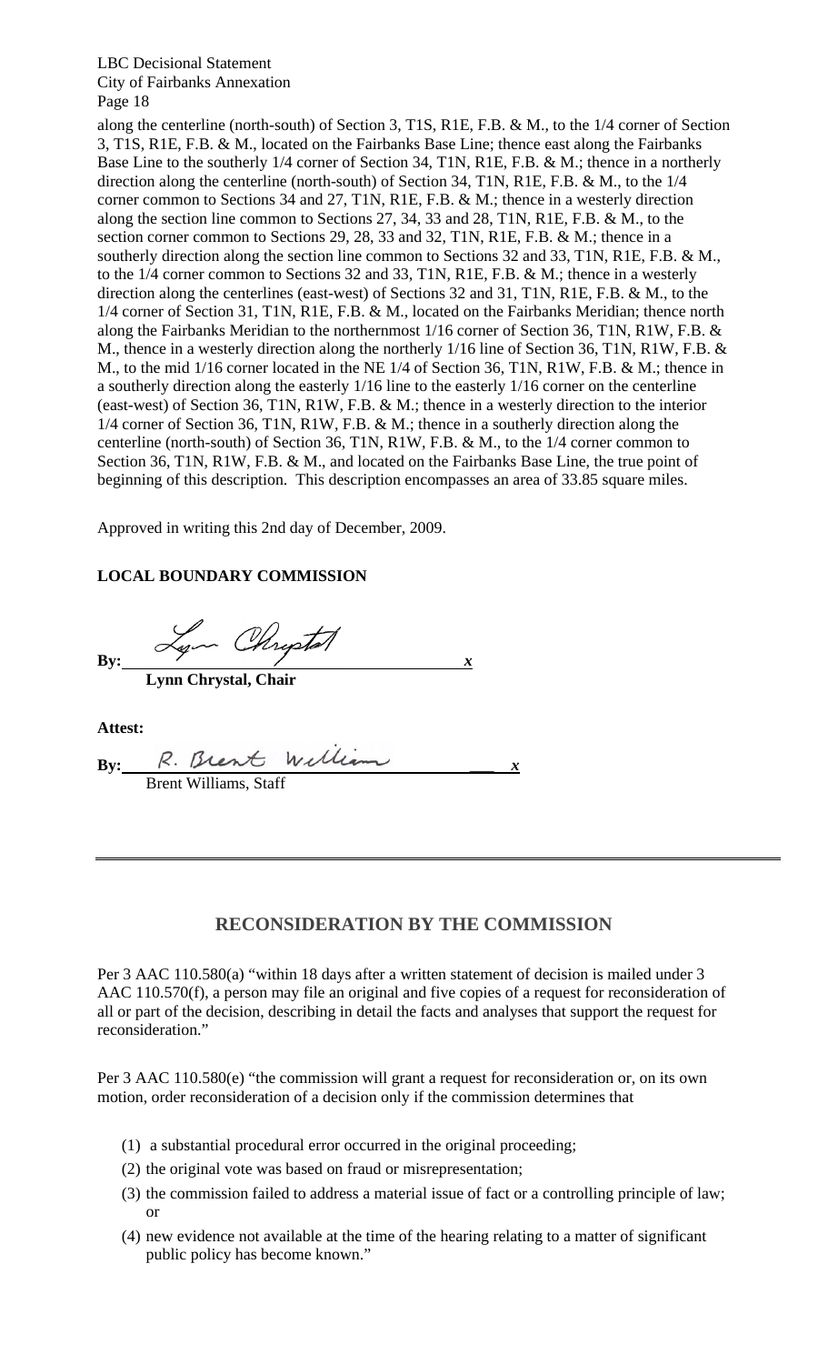along the centerline (north-south) of Section 3, T1S, R1E, F.B. & M., to the 1/4 corner of Section 3, T1S, R1E, F.B. & M., located on the Fairbanks Base Line; thence east along the Fairbanks Base Line to the southerly 1/4 corner of Section 34, T1N, R1E, F.B. & M.; thence in a northerly direction along the centerline (north-south) of Section 34, T1N, R1E, F.B. & M., to the 1/4 corner common to Sections 34 and 27, T1N, R1E, F.B. & M.; thence in a westerly direction along the section line common to Sections 27, 34, 33 and 28, T1N, R1E, F.B. & M., to the section corner common to Sections 29, 28, 33 and 32, T1N, R1E, F.B. & M.; thence in a southerly direction along the section line common to Sections 32 and 33, T1N, R1E, F.B. & M., to the 1/4 corner common to Sections 32 and 33, T1N, R1E, F.B. & M.; thence in a westerly direction along the centerlines (east-west) of Sections 32 and 31, T1N, R1E, F.B. & M., to the 1/4 corner of Section 31, T1N, R1E, F.B. & M., located on the Fairbanks Meridian; thence north along the Fairbanks Meridian to the northernmost 1/16 corner of Section 36, T1N, R1W, F.B. & M., thence in a westerly direction along the northerly 1/16 line of Section 36, T1N, R1W, F.B. & M., to the mid 1/16 corner located in the NE 1/4 of Section 36, T1N, R1W, F.B. & M.; thence in a southerly direction along the easterly 1/16 line to the easterly 1/16 corner on the centerline (east-west) of Section 36, T1N, R1W, F.B. & M.; thence in a westerly direction to the interior 1/4 corner of Section 36, T1N, R1W, F.B. & M.; thence in a southerly direction along the centerline (north-south) of Section 36, T1N, R1W, F.B. & M., to the 1/4 corner common to Section 36, T1N, R1W, F.B. & M., and located on the Fairbanks Base Line, the true point of beginning of this description. This description encompasses an area of 33.85 square miles.

Approved in writing this 2nd day of December, 2009.

**LOCAL BOUNDARY COMMISSION**

**By:** Lynn Chrystal *x*
**Lynn Chrystal, Chair**

**Attest:**

**By:** R. Brent William *x*
Brent Williams, Staff

---

## RECONSIDERATION BY THE COMMISSION

Per 3 AAC 110.580(a) "within 18 days after a written statement of decision is mailed under 3 AAC 110.570(f), a person may file an original and five copies of a request for reconsideration of all or part of the decision, describing in detail the facts and analyses that support the request for reconsideration."

Per 3 AAC 110.580(e) "the commission will grant a request for reconsideration or, on its own motion, order reconsideration of a decision only if the commission determines that

(1) a substantial procedural error occurred in the original proceeding;

(2) the original vote was based on fraud or misrepresentation;

(3) the commission failed to address a material issue of fact or a controlling principle of law; or

(4) new evidence not available at the time of the hearing relating to a matter of significant public policy has become known."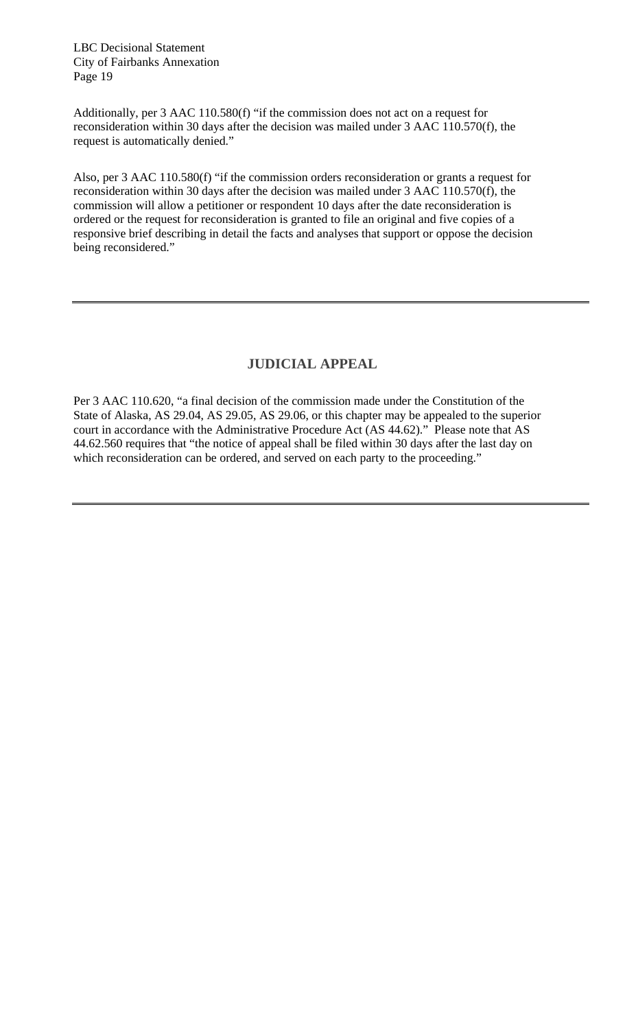Additionally, per 3 AAC 110.580(f) "if the commission does not act on a request for reconsideration within 30 days after the decision was mailed under 3 AAC 110.570(f), the request is automatically denied."

Also, per 3 AAC 110.580(f) "if the commission orders reconsideration or grants a request for reconsideration within 30 days after the decision was mailed under 3 AAC 110.570(f), the commission will allow a petitioner or respondent 10 days after the date reconsideration is ordered or the request for reconsideration is granted to file an original and five copies of a responsive brief describing in detail the facts and analyses that support or oppose the decision being reconsidered."

---

## JUDICIAL APPEAL

Per 3 AAC 110.620, "a final decision of the commission made under the Constitution of the State of Alaska, AS 29.04, AS 29.05, AS 29.06, or this chapter may be appealed to the superior court in accordance with the Administrative Procedure Act (AS 44.62)." Please note that AS 44.62.560 requires that "the notice of appeal shall be filed within 30 days after the last day on which reconsideration can be ordered, and served on each party to the proceeding."

---